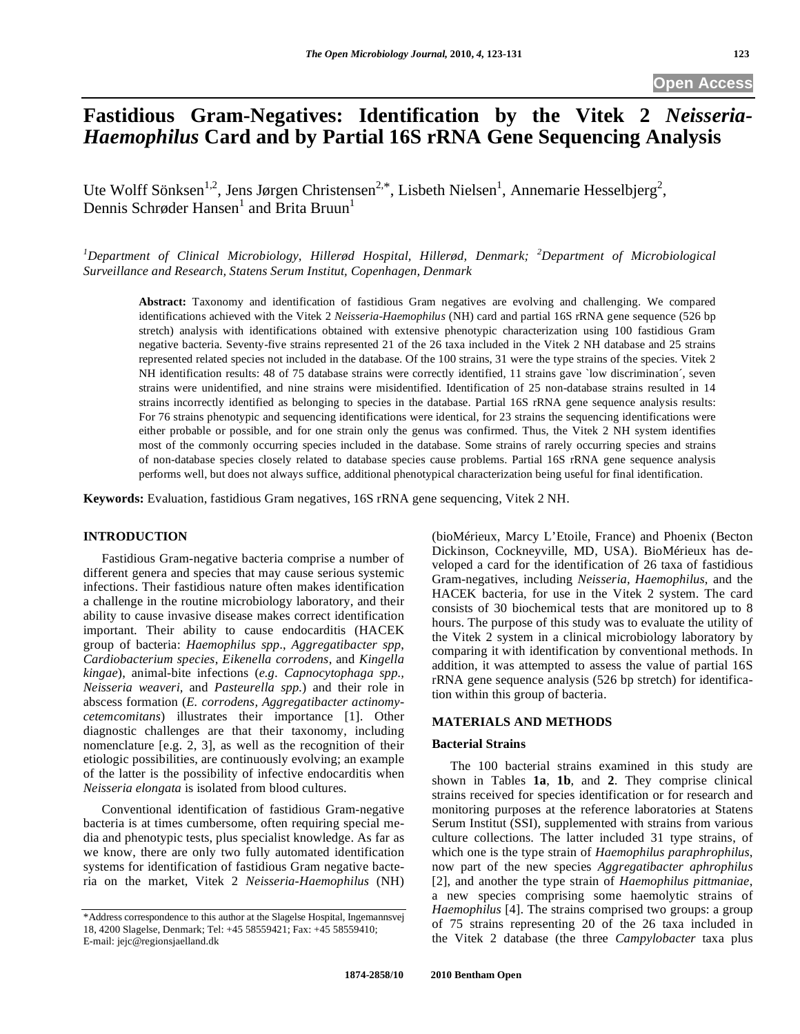# Fastidious Gram-Negatives: Identification by the Vitek 2 *Neisseria-Haemophilus* Card and by Partial 16S rRNA Gene Sequencing Analysis

Ute Wolff Sönksen[1,2], Jens Jørgen Christensen[2,*], Lisbeth Nielsen[1], Annemarie Hesselbjerg[2], Dennis Schrøder Hansen[1] and Brita Bruun[1]

*[1]Department of Clinical Microbiology, Hillerød Hospital, Hillerød, Denmark; [2]Department of Microbiological Surveillance and Research, Statens Serum Institut, Copenhagen, Denmark*

**Abstract:** Taxonomy and identification of fastidious Gram negatives are evolving and challenging. We compared identifications achieved with the Vitek 2 *Neisseria-Haemophilus* (NH) card and partial 16S rRNA gene sequence (526 bp stretch) analysis with identifications obtained with extensive phenotypic characterization using 100 fastidious Gram negative bacteria. Seventy-five strains represented 21 of the 26 taxa included in the Vitek 2 NH database and 25 strains represented related species not included in the database. Of the 100 strains, 31 were the type strains of the species. Vitek 2 NH identification results: 48 of 75 database strains were correctly identified, 11 strains gave `low discrimination´, seven strains were unidentified, and nine strains were misidentified. Identification of 25 non-database strains resulted in 14 strains incorrectly identified as belonging to species in the database. Partial 16S rRNA gene sequence analysis results: For 76 strains phenotypic and sequencing identifications were identical, for 23 strains the sequencing identifications were either probable or possible, and for one strain only the genus was confirmed. Thus, the Vitek 2 NH system identifies most of the commonly occurring species included in the database. Some strains of rarely occurring species and strains of non-database species closely related to database species cause problems. Partial 16S rRNA gene sequence analysis performs well, but does not always suffice, additional phenotypical characterization being useful for final identification.

**Keywords:** Evaluation, fastidious Gram negatives, 16S rRNA gene sequencing, Vitek 2 NH.

## INTRODUCTION

Fastidious Gram-negative bacteria comprise a number of different genera and species that may cause serious systemic infections. Their fastidious nature often makes identification a challenge in the routine microbiology laboratory, and their ability to cause invasive disease makes correct identification important. Their ability to cause endocarditis (HACEK group of bacteria: *Haemophilus spp*., *Aggregatibacter spp*, *Cardiobacterium species*, *Eikenella corrodens*, and *Kingella kingae*), animal-bite infections (*e.g*. *Capnocytophaga spp., Neisseria weaveri*, and *Pasteurella spp.*) and their role in abscess formation (*E. corrodens, Aggregatibacter actinomycetemcomitans*) illustrates their importance [1]. Other diagnostic challenges are that their taxonomy, including nomenclature [e.g. 2, 3], as well as the recognition of their etiologic possibilities, are continuously evolving; an example of the latter is the possibility of infective endocarditis when *Neisseria elongata* is isolated from blood cultures.

Conventional identification of fastidious Gram-negative bacteria is at times cumbersome, often requiring special media and phenotypic tests, plus specialist knowledge. As far as we know, there are only two fully automated identification systems for identification of fastidious Gram negative bacteria on the market, Vitek 2 *Neisseria-Haemophilus* (NH) (bioMérieux, Marcy L'Etoile, France) and Phoenix (Becton Dickinson, Cockneyville, MD, USA). BioMérieux has developed a card for the identification of 26 taxa of fastidious Gram-negatives, including *Neisseria*, *Haemophilus*, and the HACEK bacteria, for use in the Vitek 2 system. The card consists of 30 biochemical tests that are monitored up to 8 hours. The purpose of this study was to evaluate the utility of the Vitek 2 system in a clinical microbiology laboratory by comparing it with identification by conventional methods. In addition, it was attempted to assess the value of partial 16S rRNA gene sequence analysis (526 bp stretch) for identification within this group of bacteria.

## MATERIALS AND METHODS

### Bacterial Strains

The 100 bacterial strains examined in this study are shown in Tables **1a**, **1b**, and **2**. They comprise clinical strains received for species identification or for research and monitoring purposes at the reference laboratories at Statens Serum Institut (SSI), supplemented with strains from various culture collections. The latter included 31 type strains, of which one is the type strain of *Haemophilus paraphrophilus,* now part of the new species *Aggregatibacter aphrophilus* [2], and another the type strain of *Haemophilus pittmaniae,* a new species comprising some haemolytic strains of *Haemophilus* [4]. The strains comprised two groups: a group of 75 strains representing 20 of the 26 taxa included in the Vitek 2 database (the three *Campylobacter* taxa plus

*Address correspondence to this author at the Slagelse Hospital, Ingemannsvej 18, 4200 Slagelse, Denmark; Tel: +45 58559421; Fax: +45 58559410; E-mail: jejc@regionsjaelland.dk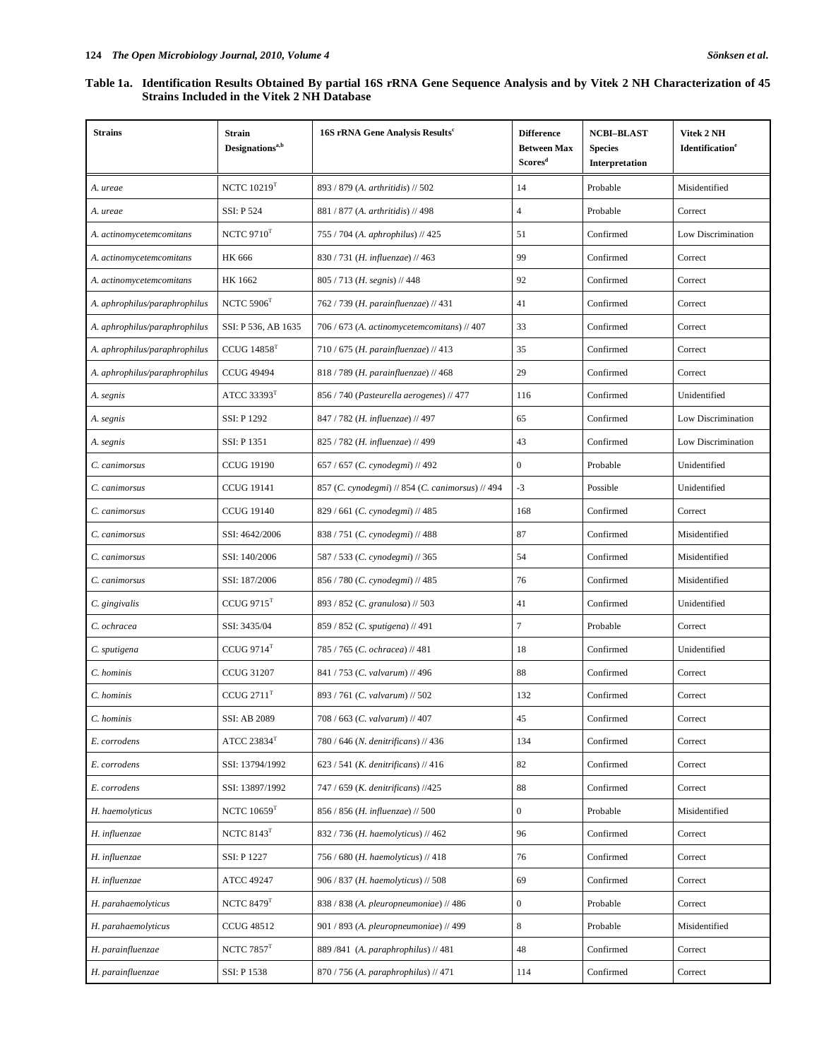**Table 1a. Identification Results Obtained By partial 16S rRNA Gene Sequence Analysis and by Vitek 2 NH Characterization of 45 Strains Included in the Vitek 2 NH Database**

| Strains | Strain Designations[a,b] | 16S rRNA Gene Analysis Results[c] | Difference Between Max Scores[d] | NCBI–BLAST Species Interpretation | Vitek 2 NH Identification[e] |
|---|---|---|---|---|---|
| *A. ureae* | NCTC 10219[T] | 893 / 879 (*A. arthritidis*) // 502 | 14 | Probable | Misidentified |
| *A. ureae* | SSI: P 524 | 881 / 877 (*A. arthritidis*) // 498 | 4 | Probable | Correct |
| *A. actinomycetemcomitans* | NCTC 9710[T] | 755 / 704 (*A. aphrophilus*) // 425 | 51 | Confirmed | Low Discrimination |
| *A. actinomycetemcomitans* | HK 666 | 830 / 731 (*H. influenzae*) // 463 | 99 | Confirmed | Correct |
| *A. actinomycetemcomitans* | HK 1662 | 805 / 713 (*H. segnis*) // 448 | 92 | Confirmed | Correct |
| *A. aphrophilus/paraphrophilus* | NCTC 5906[T] | 762 / 739 (*H. parainfluenzae*) // 431 | 41 | Confirmed | Correct |
| *A. aphrophilus/paraphrophilus* | SSI: P 536, AB 1635 | 706 / 673 (*A. actinomycetemcomitans*) // 407 | 33 | Confirmed | Correct |
| *A. aphrophilus/paraphrophilus* | CCUG 14858[T] | 710 / 675 (*H. parainfluenzae*) // 413 | 35 | Confirmed | Correct |
| *A. aphrophilus/paraphrophilus* | CCUG 49494 | 818 / 789 (*H. parainfluenzae*) // 468 | 29 | Confirmed | Correct |
| *A. segnis* | ATCC 33393[T] | 856 / 740 (*Pasteurella aerogenes*) // 477 | 116 | Confirmed | Unidentified |
| *A. segnis* | SSI: P 1292 | 847 / 782 (*H. influenzae*) // 497 | 65 | Confirmed | Low Discrimination |
| *A. segnis* | SSI: P 1351 | 825 / 782 (*H. influenzae*) // 499 | 43 | Confirmed | Low Discrimination |
| *C. canimorsus* | CCUG 19190 | 657 / 657 (*C. cynodegmi*) // 492 | 0 | Probable | Unidentified |
| *C. canimorsus* | CCUG 19141 | 857 (*C. cynodegmi*) // 854 (*C. canimorsus*) // 494 | -3 | Possible | Unidentified |
| *C. canimorsus* | CCUG 19140 | 829 / 661 (*C. cynodegmi*) // 485 | 168 | Confirmed | Correct |
| *C. canimorsus* | SSI: 4642/2006 | 838 / 751 (*C. cynodegmi*) // 488 | 87 | Confirmed | Misidentified |
| *C. canimorsus* | SSI: 140/2006 | 587 / 533 (*C. cynodegmi*) // 365 | 54 | Confirmed | Misidentified |
| *C. canimorsus* | SSI: 187/2006 | 856 / 780 (*C. cynodegmi*) // 485 | 76 | Confirmed | Misidentified |
| *C. gingivalis* | CCUG 9715[T] | 893 / 852 (*C. granulosa*) // 503 | 41 | Confirmed | Unidentified |
| *C. ochracea* | SSI: 3435/04 | 859 / 852 (*C. sputigena*) // 491 | 7 | Probable | Correct |
| *C. sputigena* | CCUG 9714[T] | 785 / 765 (*C. ochracea*) // 481 | 18 | Confirmed | Unidentified |
| *C. hominis* | CCUG 31207 | 841 / 753 (*C. valvarum*) // 496 | 88 | Confirmed | Correct |
| *C. hominis* | CCUG 2711[T] | 893 / 761 (*C. valvarum*) // 502 | 132 | Confirmed | Correct |
| *C. hominis* | SSI: AB 2089 | 708 / 663 (*C. valvarum*) // 407 | 45 | Confirmed | Correct |
| *E. corrodens* | ATCC 23834[T] | 780 / 646 (*N. denitrificans*) // 436 | 134 | Confirmed | Correct |
| *E. corrodens* | SSI: 13794/1992 | 623 / 541 (*K. denitrificans*) // 416 | 82 | Confirmed | Correct |
| *E. corrodens* | SSI: 13897/1992 | 747 / 659 (*K. denitrificans*) //425 | 88 | Confirmed | Correct |
| *H. haemolyticus* | NCTC 10659[T] | 856 / 856 (*H. influenzae*) // 500 | 0 | Probable | Misidentified |
| *H. influenzae* | NCTC 8143[T] | 832 / 736 (*H. haemolyticus*) // 462 | 96 | Confirmed | Correct |
| *H. influenzae* | SSI: P 1227 | 756 / 680 (*H. haemolyticus*) // 418 | 76 | Confirmed | Correct |
| *H. influenzae* | ATCC 49247 | 906 / 837 (*H. haemolyticus*) // 508 | 69 | Confirmed | Correct |
| *H. parahaemolyticus* | NCTC 8479[T] | 838 / 838 (*A. pleuropneumoniae*) // 486 | 0 | Probable | Correct |
| *H. parahaemolyticus* | CCUG 48512 | 901 / 893 (*A. pleuropneumoniae*) // 499 | 8 | Probable | Misidentified |
| *H. parainfluenzae* | NCTC 7857[T] | 889 /841 (*A. paraphrophilus*) // 481 | 48 | Confirmed | Correct |
| *H. parainfluenzae* | SSI: P 1538 | 870 / 756 (*A. paraphrophilus*) // 471 | 114 | Confirmed | Correct |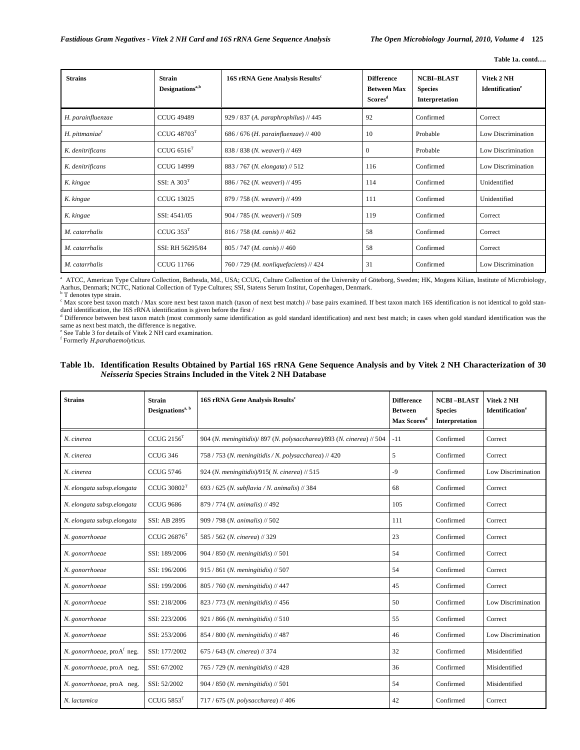Table 1a. contd….

| Strains | Strain Designations[a,b] | 16S rRNA Gene Analysis Results[c] | Difference Between Max Scores[d] | NCBI–BLAST Species Interpretation | Vitek 2 NH Identification[e] |
|---|---|---|---|---|---|
| *H. parainfluenzae* | CCUG 49489 | 929 / 837 (*A. paraphrophilus*) // 445 | 92 | Confirmed | Correct |
| *H. pittmaniae*[f] | CCUG 48703[T] | 686 / 676 (*H. parainfluenzae*) // 400 | 10 | Probable | Low Discrimination |
| *K. denitrificans* | CCUG 6516[T] | 838 / 838 (*N. weaveri*) // 469 | 0 | Probable | Low Discrimination |
| *K. denitrificans* | CCUG 14999 | 883 / 767 (*N. elongata*) // 512 | 116 | Confirmed | Low Discrimination |
| *K. kingae* | SSI: A 303[T] | 886 / 762 (*N. weaveri*) // 495 | 114 | Confirmed | Unidentified |
| *K. kingae* | CCUG 13025 | 879 / 758 (*N. weaveri*) // 499 | 111 | Confirmed | Unidentified |
| *K. kingae* | SSI: 4541/05 | 904 / 785 (*N. weaveri*) // 509 | 119 | Confirmed | Correct |
| *M. catarrhalis* | CCUG 353[T] | 816 / 758 (*M. canis*) // 462 | 58 | Confirmed | Correct |
| *M. catarrhalis* | SSI: RH 56295/84 | 805 / 747 (*M. canis*) // 460 | 58 | Confirmed | Correct |
| *M. catarrhalis* | CCUG 11766 | 760 / 729 (*M. nonliquefaciens*) // 424 | 31 | Confirmed | Low Discrimination |

[a] ATCC, American Type Culture Collection, Bethesda, Md., USA; CCUG, Culture Collection of the University of Göteborg, Sweden; HK, Mogens Kilian, Institute of Microbiology, Aarhus, Denmark; NCTC, National Collection of Type Cultures; SSI, Statens Serum Institut, Copenhagen, Denmark.
[b] T denotes type strain.
[c] Max score best taxon match / Max score next best taxon match (taxon of next best match) // base pairs examined. If best taxon match 16S identification is not identical to gold standard identification, the 16S rRNA identification is given before the first /
[d] Difference between best taxon match (most commonly same identification as gold standard identification) and next best match; in cases when gold standard identification was the same as next best match, the difference is negative.
[e] See Table 3 for details of Vitek 2 NH card examination.
[f] Formerly *H.parahaemolyticus.*

**Table 1b. Identification Results Obtained by Partial 16S rRNA Gene Sequence Analysis and by Vitek 2 NH Characterization of 30 *Neisseria* Species Strains Included in the Vitek 2 NH Database**

| Strains | Strain Designations[a, b] | 16S rRNA Gene Analysis Results[c] | Difference Between Max Scores[d] | NCBI –BLAST Species Interpretation | Vitek 2 NH Identification[e] |
|---|---|---|---|---|---|
| *N. cinerea* | CCUG 2156[T] | 904 (*N. meningitidis*)/ 897 (*N. polysaccharea*)/893 (*N. cinerea*) // 504 | -11 | Confirmed | Correct |
| *N. cinerea* | CCUG 346 | 758 / 753 (*N. meningitidis / N. polysaccharea*) // 420 | 5 | Confirmed | Correct |
| *N. cinerea* | CCUG 5746 | 924 (*N. meningitidis*)/915( *N. cinerea*) // 515 | -9 | Confirmed | Low Discrimination |
| *N. elongata subsp.elongata* | CCUG 30802[T] | 693 / 625 (*N. subflavia / N. animalis*) // 384 | 68 | Confirmed | Correct |
| *N. elongata subsp.elongata* | CCUG 9686 | 879 / 774 (*N. animalis*) // 492 | 105 | Confirmed | Correct |
| *N. elongata subsp.elongata* | SSI: AB 2895 | 909 / 798 (*N. animalis*) // 502 | 111 | Confirmed | Correct |
| *N. gonorrhoeae* | CCUG 26876[T] | 585 / 562 (*N. cinerea*) // 329 | 23 | Confirmed | Correct |
| *N. gonorrhoeae* | SSI: 189/2006 | 904 / 850 (*N. meningitidis*) // 501 | 54 | Confirmed | Correct |
| *N. gonorrhoeae* | SSI: 196/2006 | 915 / 861 (*N. meningitidis*) // 507 | 54 | Confirmed | Correct |
| *N. gonorrhoeae* | SSI: 199/2006 | 805 / 760 (*N. meningitidis*) // 447 | 45 | Confirmed | Correct |
| *N. gonorrhoeae* | SSI: 218/2006 | 823 / 773 (*N. meningitidis*) // 456 | 50 | Confirmed | Low Discrimination |
| *N. gonorrhoeae* | SSI: 223/2006 | 921 / 866 (*N. meningitidis*) // 510 | 55 | Confirmed | Correct |
| *N. gonorrhoeae* | SSI: 253/2006 | 854 / 800 (*N. meningitidis*) // 487 | 46 | Confirmed | Low Discrimination |
| *N. gonorrhoeae*, proA[f] neg. | SSI: 177/2002 | 675 / 643 (*N. cinerea*) // 374 | 32 | Confirmed | Misidentified |
| *N. gonorrhoeae*, proA neg. | SSI: 67/2002 | 765 / 729 (*N. meningitidis*) // 428 | 36 | Confirmed | Misidentified |
| *N. gonorrhoeae*, proA neg. | SSI: 52/2002 | 904 / 850 (*N. meningitidis*) // 501 | 54 | Confirmed | Misidentified |
| *N. lactamica* | CCUG 5853[T] | 717 / 675 (*N. polysaccharea*) // 406 | 42 | Confirmed | Correct |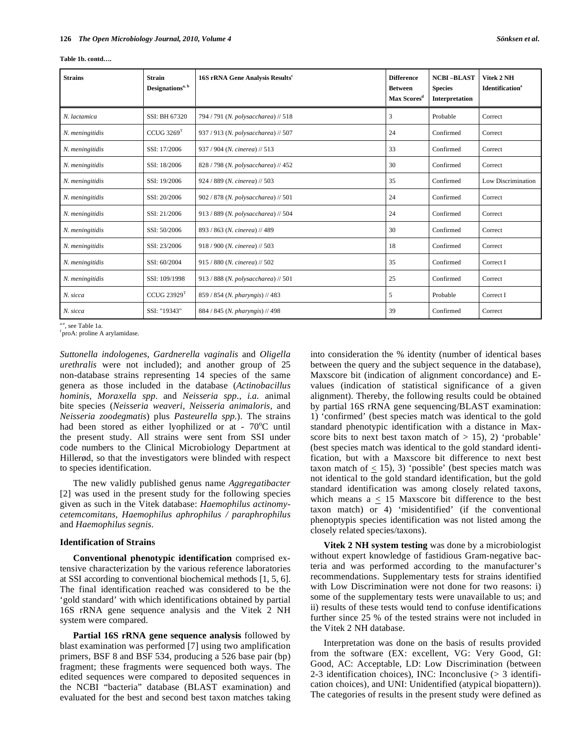**Table 1b. contd….**

| Strains | Strain Designations[a, b] | 16S rRNA Gene Analysis Results[c] | Difference Between Max Scores[d] | NCBI –BLAST Species Interpretation | Vitek 2 NH Identification[e] |
|---|---|---|---|---|---|
| *N. lactamica* | SSI: BH 67320 | 794 / 791 (*N. polysaccharea*) // 518 | 3 | Probable | Correct |
| *N. meningitidis* | CCUG 3269[T] | 937 / 913 (*N. polysaccharea*) // 507 | 24 | Confirmed | Correct |
| *N. meningitidis* | SSI: 17/2006 | 937 / 904 (*N. cinerea*) // 513 | 33 | Confirmed | Correct |
| *N. meningitidis* | SSI: 18/2006 | 828 / 798 (*N. polysaccharea*) // 452 | 30 | Confirmed | Correct |
| *N. meningitidis* | SSI: 19/2006 | 924 / 889 (*N. cinerea*) // 503 | 35 | Confirmed | Low Discrimination |
| *N. meningitidis* | SSI: 20/2006 | 902 / 878 (*N. polysaccharea*) // 501 | 24 | Confirmed | Correct |
| *N. meningitidis* | SSI: 21/2006 | 913 / 889 (*N. polysaccharea*) // 504 | 24 | Confirmed | Correct |
| *N. meningitidis* | SSI: 50/2006 | 893 / 863 (*N. cinerea*) // 489 | 30 | Confirmed | Correct |
| *N. meningitidis* | SSI: 23/2006 | 918 / 900 (*N. cinerea*) // 503 | 18 | Confirmed | Correct |
| *N. meningitidis* | SSI: 60/2004 | 915 / 880 (*N. cinerea*) // 502 | 35 | Confirmed | Correct I |
| *N. meningitidis* | SSI: 109/1998 | 913 / 888 (*N. polysaccharea*) // 501 | 25 | Confirmed | Correct |
| *N. sicca* | CCUG 23929[T] | 859 / 854 (*N. pharyngis*) // 483 | 5 | Probable | Correct I |
| *N. sicca* | SSI: "19343" | 884 / 845 (*N. pharyngis*) // 498 | 39 | Confirmed | Correct |

[a-e], see Table 1a.
[f]proA: proline A arylamidase.

*Suttonella indologenes*, *Gardnerella vaginalis* and *Oligella urethralis* were not included); and another group of 25 non-database strains representing 14 species of the same genera as those included in the database (*Actinobacillus hominis*, *Moraxella spp*. and *Neisseria spp*., *i.a.* animal bite species (*Neisseria weaveri*, *Neisseria animaloris*, and *Neisseria zoodegmatis*) plus *Pasteurella spp.*). The strains had been stored as either lyophilized or at - 70°C until the present study. All strains were sent from SSI under code numbers to the Clinical Microbiology Department at Hillerød, so that the investigators were blinded with respect to species identification.

The new validly published genus name *Aggregatibacter* [2] was used in the present study for the following species given as such in the Vitek database: *Haemophilus actinomycetemcomitans*, *Haemophilus aphrophilus / paraphrophilus* and *Haemophilus segnis*.

### Identification of Strains

**Conventional phenotypic identification** comprised extensive characterization by the various reference laboratories at SSI according to conventional biochemical methods [1, 5, 6]. The final identification reached was considered to be the 'gold standard' with which identifications obtained by partial 16S rRNA gene sequence analysis and the Vitek 2 NH system were compared.

**Partial 16S rRNA gene sequence analysis** followed by blast examination was performed [7] using two amplification primers, BSF 8 and BSF 534, producing a 526 base pair (bp) fragment; these fragments were sequenced both ways. The edited sequences were compared to deposited sequences in the NCBI "bacteria" database (BLAST examination) and evaluated for the best and second best taxon matches taking into consideration the % identity (number of identical bases between the query and the subject sequence in the database), Maxscore bit (indication of alignment concordance) and E-values (indication of statistical significance of a given alignment). Thereby, the following results could be obtained by partial 16S rRNA gene sequencing/BLAST examination: 1) 'confirmed' (best species match was identical to the gold standard phenotypic identification with a distance in Max-score bits to next best taxon match of > 15), 2) 'probable' (best species match was identical to the gold standard identification, but with a Maxscore bit difference to next best taxon match of ≤ 15), 3) 'possible' (best species match was not identical to the gold standard identification, but the gold standard identification was among closely related taxons, which means a ≤ 15 Maxscore bit difference to the best taxon match) or 4) 'misidentified' (if the conventional phenoptypis species identification was not listed among the closely related species/taxons).

**Vitek 2 NH system testing** was done by a microbiologist without expert knowledge of fastidious Gram-negative bacteria and was performed according to the manufacturer's recommendations. Supplementary tests for strains identified with Low Discrimination were not done for two reasons: i) some of the supplementary tests were unavailable to us; and ii) results of these tests would tend to confuse identifications further since 25 % of the tested strains were not included in the Vitek 2 NH database.

Interpretation was done on the basis of results provided from the software (EX: excellent, VG: Very Good, GI: Good, AC: Acceptable, LD: Low Discrimination (between 2-3 identification choices), INC: Inconclusive (> 3 identification choices), and UNI: Unidentified (atypical biopattern)). The categories of results in the present study were defined as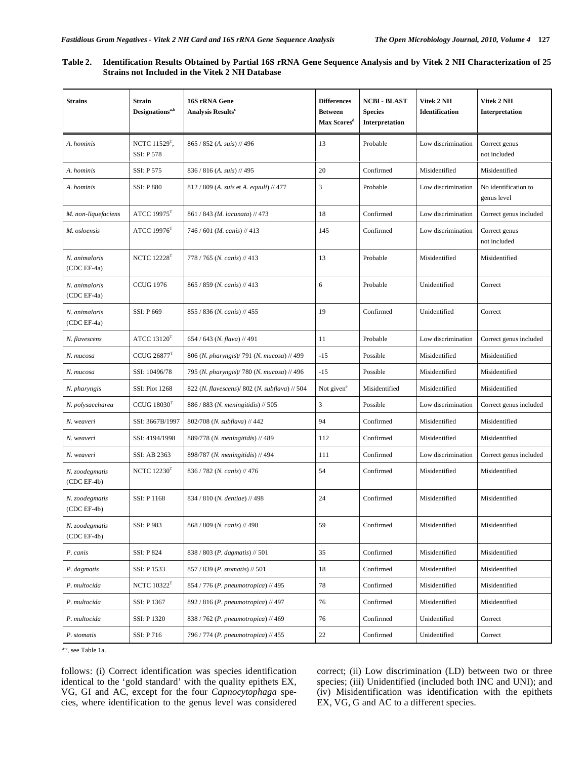**Table 2. Identification Results Obtained by Partial 16S rRNA Gene Sequence Analysis and by Vitek 2 NH Characterization of 25 Strains not Included in the Vitek 2 NH Database**

| Strains | Strain Designations[a,b] | 16S rRNA Gene Analysis Results[c] | Differences Between Max Scores[d] | NCBI - BLAST Species Interpretation | Vitek 2 NH Identification | Vitek 2 NH Interpretation |
|---|---|---|---|---|---|---|
| *A. hominis* | NCTC 11529[T], SSI: P 578 | 865 / 852 (*A. suis*) // 496 | 13 | Probable | Low discrimination | Correct genus not included |
| *A. hominis* | SSI: P 575 | 836 / 816 (*A. suis*) // 495 | 20 | Confirmed | Misidentified | Misidentified |
| *A. hominis* | SSI: P 880 | 812 / 809 (*A. suis* et *A. equuli*) // 477 | 3 | Probable | Low discrimination | No identification to genus level |
| *M. non-liquefaciens* | ATCC 19975[T] | 861 / 843 (*M. lacunata*) // 473 | 18 | Confirmed | Low discrimination | Correct genus included |
| *M. osloensis* | ATCC 19976[T] | 746 / 601 (*M. canis*) // 413 | 145 | Confirmed | Low discrimination | Correct genus not included |
| *N. animaloris* (CDC EF-4a) | NCTC 12228[T] | 778 / 765 (*N. canis*) // 413 | 13 | Probable | Misidentified | Misidentified |
| *N. animaloris* (CDC EF-4a) | CCUG 1976 | 865 / 859 (*N. canis*) // 413 | 6 | Probable | Unidentified | Correct |
| *N. animaloris* (CDC EF-4a) | SSI: P 669 | 855 / 836 (*N. canis*) // 455 | 19 | Confirmed | Unidentified | Correct |
| *N. flavescens* | ATCC 13120[T] | 654 / 643 (*N. flava*) // 491 | 11 | Probable | Low discrimination | Correct genus included |
| *N. mucosa* | CCUG 26877[T] | 806 (*N. pharyngis*)/ 791 (*N. mucosa*) // 499 | -15 | Possible | Misidentified | Misidentified |
| *N. mucosa* | SSI: 10496/78 | 795 (*N. pharyngis*)/ 780 (*N. mucosa*) // 496 | -15 | Possible | Misidentified | Misidentified |
| *N. pharyngis* | SSI: Piot 1268 | 822 (*N. flavescens*)/ 802 (*N. subflava*) // 504 | Not given[e] | Misidentified | Misidentified | Misidentified |
| *N. polysaccharea* | CCUG 18030[T] | 886 / 883 (*N. meningitidis*) // 505 | 3 | Possible | Low discrimination | Correct genus included |
| *N. weaveri* | SSI: 3667B/1997 | 802/708 (*N. subflava*) // 442 | 94 | Confirmed | Misidentified | Misidentified |
| *N. weaveri* | SSI: 4194/1998 | 889/778 (*N. meningitidis*) // 489 | 112 | Confirmed | Misidentified | Misidentified |
| *N. weaveri* | SSI: AB 2363 | 898/787 (*N. meningitidis*) // 494 | 111 | Confirmed | Low discrimination | Correct genus included |
| *N. zoodegmatis* (CDC EF-4b) | NCTC 12230[T] | 836 / 782 (*N. canis*) // 476 | 54 | Confirmed | Misidentified | Misidentified |
| *N. zoodegmatis* (CDC EF-4b) | SSI: P 1168 | 834 / 810 (*N. dentiae*) // 498 | 24 | Confirmed | Misidentified | Misidentified |
| *N. zoodegmatis* (CDC EF-4b) | SSI: P 983 | 868 / 809 (*N. canis*) // 498 | 59 | Confirmed | Misidentified | Misidentified |
| *P. canis* | SSI: P 824 | 838 / 803 (*P. dagmatis*) // 501 | 35 | Confirmed | Misidentified | Misidentified |
| *P. dagmatis* | SSI: P 1533 | 857 / 839 (*P. stomatis*) // 501 | 18 | Confirmed | Misidentified | Misidentified |
| *P. multocida* | NCTC 10322[T] | 854 / 776 (*P. pneumotropica*) // 495 | 78 | Confirmed | Misidentified | Misidentified |
| *P. multocida* | SSI: P 1367 | 892 / 816 (*P. pneumotropica*) // 497 | 76 | Confirmed | Misidentified | Misidentified |
| *P. multocida* | SSI: P 1320 | 838 / 762 (*P. pneumotropica*) // 469 | 76 | Confirmed | Unidentified | Correct |
| *P. stomatis* | SSI: P 716 | 796 / 774 (*P. pneumotropica*) // 455 | 22 | Confirmed | Unidentified | Correct |

[a-e], see Table 1a.

follows: (i) Correct identification was species identification identical to the 'gold standard' with the quality epithets EX, VG, GI and AC, except for the four *Capnocytophaga* species, where identification to the genus level was considered correct; (ii) Low discrimination (LD) between two or three species; (iii) Unidentified (included both INC and UNI); and (iv) Misidentification was identification with the epithets EX, VG, G and AC to a different species.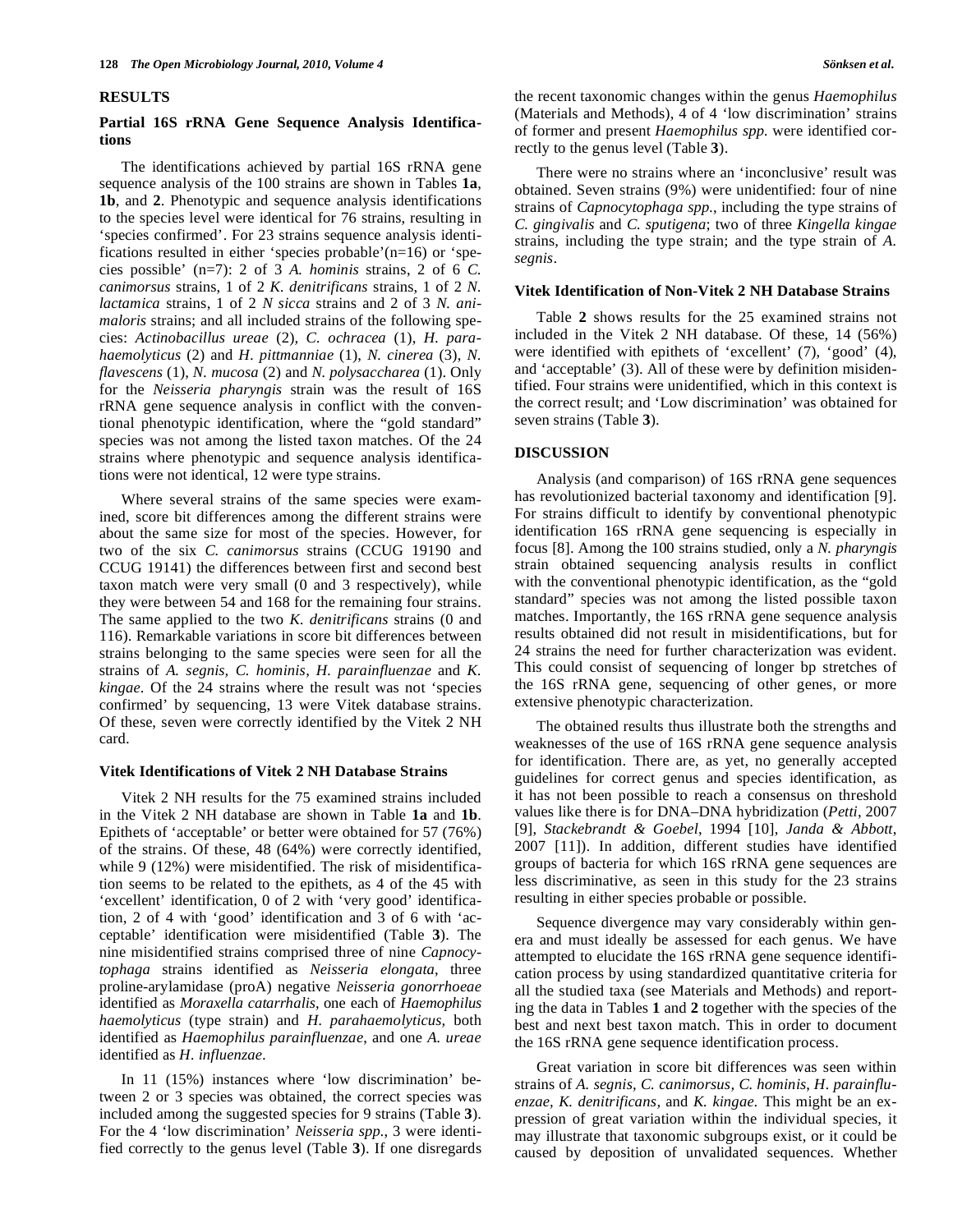## RESULTS

### Partial 16S rRNA Gene Sequence Analysis Identifications

The identifications achieved by partial 16S rRNA gene sequence analysis of the 100 strains are shown in Tables **1a**, **1b**, and **2**. Phenotypic and sequence analysis identifications to the species level were identical for 76 strains, resulting in 'species confirmed'. For 23 strains sequence analysis identifications resulted in either 'species probable'(n=16) or 'species possible' (n=7): 2 of 3 *A. hominis* strains, 2 of 6 *C. canimorsus* strains, 1 of 2 *K. denitrificans* strains, 1 of 2 *N. lactamica* strains, 1 of 2 *N sicca* strains and 2 of 3 *N. animaloris* strains; and all included strains of the following species: *Actinobacillus ureae* (2), *C. ochracea* (1), *H. parahaemolyticus* (2) and *H. pittmanniae* (1), *N. cinerea* (3), *N. flavescens* (1), *N. mucosa* (2) and *N. polysaccharea* (1). Only for the *Neisseria pharyngis* strain was the result of 16S rRNA gene sequence analysis in conflict with the conventional phenotypic identification, where the "gold standard" species was not among the listed taxon matches. Of the 24 strains where phenotypic and sequence analysis identifications were not identical, 12 were type strains.

Where several strains of the same species were examined, score bit differences among the different strains were about the same size for most of the species. However, for two of the six *C. canimorsus* strains (CCUG 19190 and CCUG 19141) the differences between first and second best taxon match were very small (0 and 3 respectively), while they were between 54 and 168 for the remaining four strains. The same applied to the two *K. denitrificans* strains (0 and 116). Remarkable variations in score bit differences between strains belonging to the same species were seen for all the strains of *A. segnis, C. hominis*, *H. parainfluenzae* and *K. kingae*. Of the 24 strains where the result was not 'species confirmed' by sequencing, 13 were Vitek database strains. Of these, seven were correctly identified by the Vitek 2 NH card.

### Vitek Identifications of Vitek 2 NH Database Strains

Vitek 2 NH results for the 75 examined strains included in the Vitek 2 NH database are shown in Table **1a** and **1b**. Epithets of 'acceptable' or better were obtained for 57 (76%) of the strains. Of these, 48 (64%) were correctly identified, while 9 (12%) were misidentified. The risk of misidentification seems to be related to the epithets, as 4 of the 45 with 'excellent' identification, 0 of 2 with 'very good' identification, 2 of 4 with 'good' identification and 3 of 6 with 'acceptable' identification were misidentified (Table **3**). The nine misidentified strains comprised three of nine *Capnocytophaga* strains identified as *Neisseria elongata*, three proline-arylamidase (proA) negative *Neisseria gonorrhoeae* identified as *Moraxella catarrhalis*, one each of *Haemophilus haemolyticus* (type strain) and *H. parahaemolyticus,* both identified as *Haemophilus parainfluenzae*, and one *A. ureae* identified as *H. influenzae*.

In 11 (15%) instances where 'low discrimination' between 2 or 3 species was obtained, the correct species was included among the suggested species for 9 strains (Table **3**). For the 4 'low discrimination' *Neisseria spp.*, 3 were identified correctly to the genus level (Table **3**). If one disregards the recent taxonomic changes within the genus *Haemophilus* (Materials and Methods), 4 of 4 'low discrimination' strains of former and present *Haemophilus spp.* were identified correctly to the genus level (Table **3**).

There were no strains where an 'inconclusive' result was obtained. Seven strains (9%) were unidentified: four of nine strains of *Capnocytophaga spp.*, including the type strains of *C. gingivalis* and *C. sputigena*; two of three *Kingella kingae* strains, including the type strain; and the type strain of *A. segnis*.

### Vitek Identification of Non-Vitek 2 NH Database Strains

Table **2** shows results for the 25 examined strains not included in the Vitek 2 NH database. Of these, 14 (56%) were identified with epithets of 'excellent' (7), 'good' (4), and 'acceptable' (3). All of these were by definition misidentified. Four strains were unidentified, which in this context is the correct result; and 'Low discrimination' was obtained for seven strains (Table **3**).

## DISCUSSION

Analysis (and comparison) of 16S rRNA gene sequences has revolutionized bacterial taxonomy and identification [9]. For strains difficult to identify by conventional phenotypic identification 16S rRNA gene sequencing is especially in focus [8]. Among the 100 strains studied, only a *N. pharyngis* strain obtained sequencing analysis results in conflict with the conventional phenotypic identification, as the "gold standard" species was not among the listed possible taxon matches. Importantly, the 16S rRNA gene sequence analysis results obtained did not result in misidentifications, but for 24 strains the need for further characterization was evident. This could consist of sequencing of longer bp stretches of the 16S rRNA gene, sequencing of other genes, or more extensive phenotypic characterization.

The obtained results thus illustrate both the strengths and weaknesses of the use of 16S rRNA gene sequence analysis for identification. There are, as yet, no generally accepted guidelines for correct genus and species identification, as it has not been possible to reach a consensus on threshold values like there is for DNA–DNA hybridization (*Petti*, 2007 [9], *Stackebrandt & Goebel*, 1994 [10], *Janda & Abbott*, 2007 [11]). In addition, different studies have identified groups of bacteria for which 16S rRNA gene sequences are less discriminative, as seen in this study for the 23 strains resulting in either species probable or possible.

Sequence divergence may vary considerably within genera and must ideally be assessed for each genus. We have attempted to elucidate the 16S rRNA gene sequence identification process by using standardized quantitative criteria for all the studied taxa (see Materials and Methods) and reporting the data in Tables **1** and **2** together with the species of the best and next best taxon match. This in order to document the 16S rRNA gene sequence identification process.

Great variation in score bit differences was seen within strains of *A. segnis*, *C. canimorsus, C. hominis*, *H. parainfluenzae*, *K. denitrificans,* and *K. kingae*. This might be an expression of great variation within the individual species, it may illustrate that taxonomic subgroups exist, or it could be caused by deposition of unvalidated sequences. Whether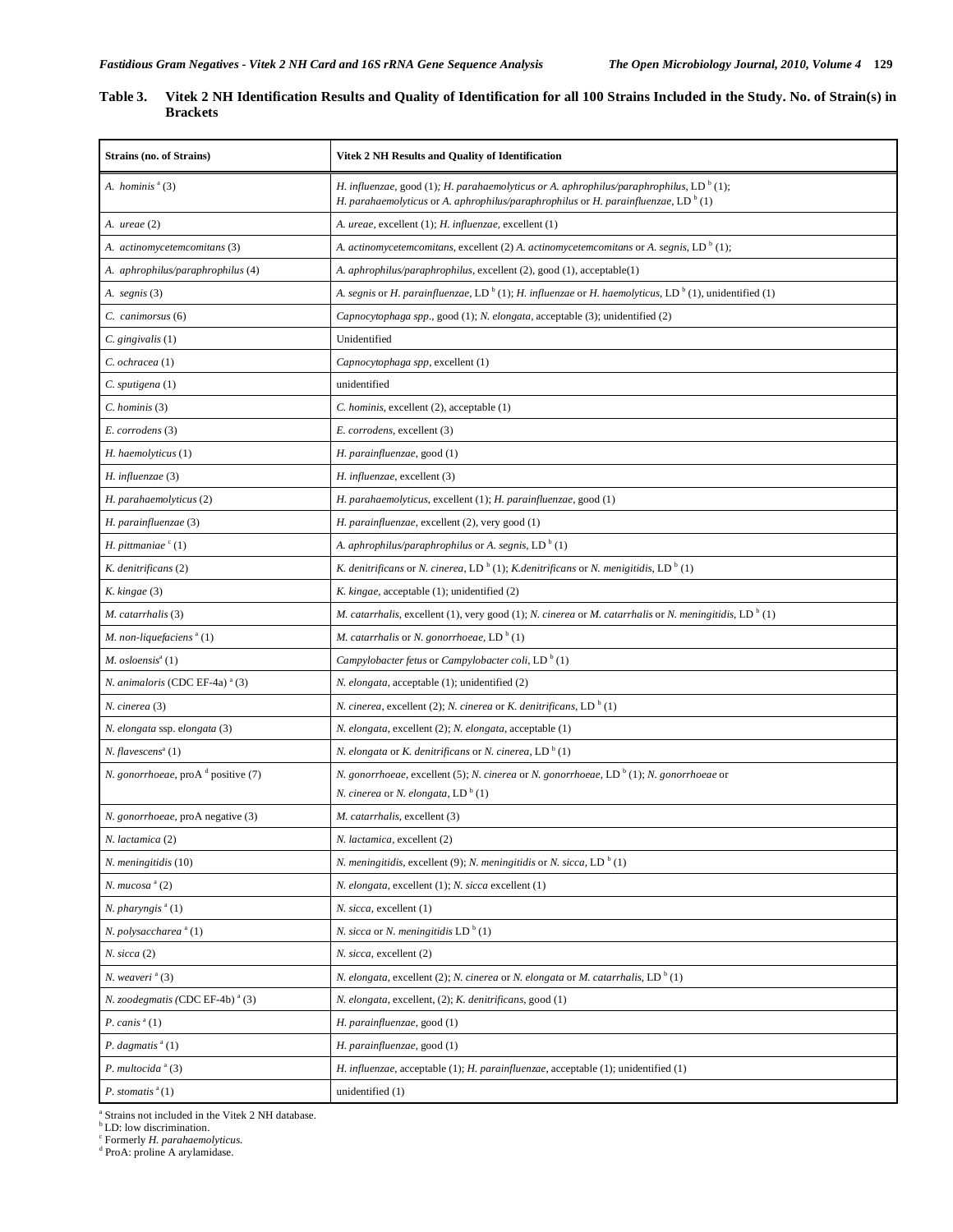**Table 3. Vitek 2 NH Identification Results and Quality of Identification for all 100 Strains Included in the Study. No. of Strain(s) in Brackets**

| Strains (no. of Strains) | Vitek 2 NH Results and Quality of Identification |
|---|---|
| *A. hominis* [a] (3) | *H. influenzae*, good (1); *H. parahaemolyticus or A. aphrophilus/paraphrophilus*, LD [b] (1); *H. parahaemolyticus* or *A. aphrophilus/paraphrophilus* or *H. parainfluenzae*, LD [b] (1) |
| *A. ureae* (2) | *A. ureae*, excellent (1); *H. influenzae*, excellent (1) |
| *A. actinomycetemcomitans* (3) | *A. actinomycetemcomitans*, excellent (2) *A. actinomycetemcomitans* or *A. segnis*, LD [b] (1); |
| *A. aphrophilus/paraphrophilus* (4) | *A. aphrophilus/paraphrophilus*, excellent (2), good (1), acceptable(1) |
| *A. segnis* (3) | *A. segnis* or *H. parainfluenzae*, LD [b] (1); *H. influenzae* or *H. haemolyticus*, LD [b] (1), unidentified (1) |
| *C. canimorsus* (6) | *Capnocytophaga spp*., good (1); *N. elongata*, acceptable (3); unidentified (2) |
| *C. gingivalis* (1) | Unidentified |
| *C. ochracea* (1) | *Capnocytophaga spp*, excellent (1) |
| *C. sputigena* (1) | unidentified |
| *C. hominis* (3) | *C. hominis*, excellent (2), acceptable (1) |
| *E. corrodens* (3) | *E. corrodens*, excellent (3) |
| *H. haemolyticus* (1) | *H. parainfluenzae*, good (1) |
| *H. influenzae* (3) | *H. influenzae*, excellent (3) |
| *H. parahaemolyticus* (2) | *H. parahaemolyticus*, excellent (1); *H. parainfluenzae*, good (1) |
| *H. parainfluenzae* (3) | *H. parainfluenzae*, excellent (2), very good (1) |
| *H. pittmaniae* [c] (1) | *A. aphrophilus/paraphrophilus* or *A. segnis*, LD [b] (1) |
| *K. denitrificans* (2) | *K. denitrificans* or *N. cinerea*, LD [b] (1); *K.denitrificans* or *N. menigitidis*, LD [b] (1) |
| *K. kingae* (3) | *K. kingae*, acceptable (1); unidentified (2) |
| *M. catarrhalis* (3) | *M. catarrhalis*, excellent (1), very good (1); *N. cinerea* or *M. catarrhalis* or *N. meningitidis*, LD [b] (1) |
| *M. non-liquefaciens* [a] (1) | *M. catarrhalis* or *N. gonorrhoeae*, LD [b] (1) |
| *M. osloensis*[a] (1) | *Campylobacter fetus* or *Campylobacter coli*, LD [b] (1) |
| *N. animaloris* (CDC EF-4a) [a] (3) | *N. elongata*, acceptable (1); unidentified (2) |
| *N. cinerea* (3) | *N. cinerea*, excellent (2); *N. cinerea* or *K. denitrificans*, LD [b] (1) |
| *N. elongata* ssp. *elongata* (3) | *N. elongata*, excellent (2); *N. elongata*, acceptable (1) |
| *N. flavescens*[a] (1) | *N. elongata* or *K. denitrificans* or *N. cinerea*, LD [b] (1) |
| *N. gonorrhoeae*, proA [d] positive (7) | *N. gonorrhoeae*, excellent (5); *N. cinerea* or *N. gonorrhoeae*, LD [b] (1); *N. gonorrhoeae* or *N. cinerea* or *N. elongata*, LD [b] (1) |
| *N. gonorrhoeae*, proA negative (3) | *M. catarrhalis*, excellent (3) |
| *N. lactamica* (2) | *N. lactamica*, excellent (2) |
| *N. meningitidis* (10) | *N. meningitidis*, excellent (9); *N. meningitidis* or *N. sicca*, LD [b] (1) |
| *N. mucosa* [a] (2) | *N. elongata*, excellent (1); *N. sicca* excellent (1) |
| *N. pharyngis* [a] (1) | *N. sicca*, excellent (1) |
| *N. polysaccharea* [a] (1) | *N. sicca* or *N. meningitidis* LD [b] (1) |
| *N. sicca* (2) | *N. sicca*, excellent (2) |
| *N. weaveri* [a] (3) | *N. elongata*, excellent (2); *N. cinerea* or *N. elongata* or *M. catarrhalis*, LD [b] (1) |
| *N. zoodegmatis* (CDC EF-4b) [a] (3) | *N. elongata*, excellent, (2); *K. denitrificans*, good (1) |
| *P. canis* [a] (1) | *H. parainfluenzae*, good (1) |
| *P. dagmatis* [a] (1) | *H. parainfluenzae*, good (1) |
| *P. multocida* [a] (3) | *H. influenzae*, acceptable (1); *H. parainfluenzae*, acceptable (1); unidentified (1) |
| *P. stomatis* [a] (1) | unidentified (1) |

[a] Strains not included in the Vitek 2 NH database.
[b] LD: low discrimination.
[c] Formerly *H. parahaemolyticus*.
[d] ProA: proline A arylamidase.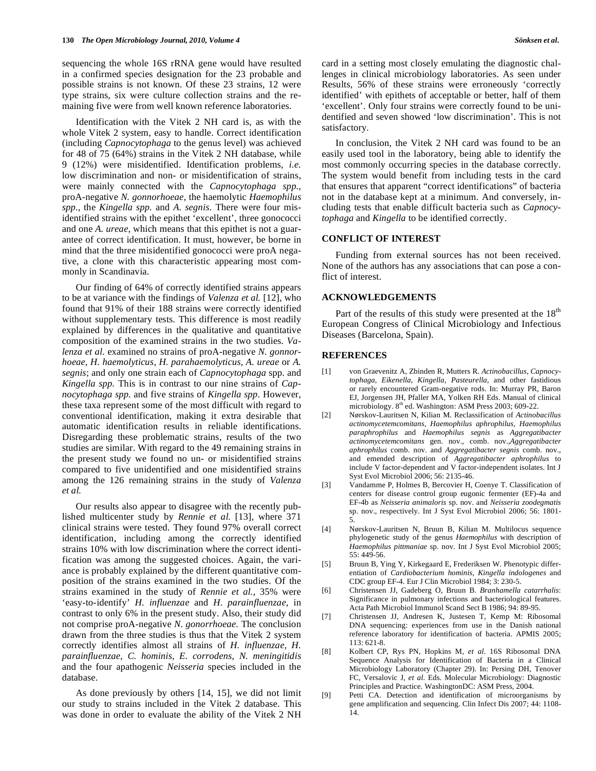sequencing the whole 16S rRNA gene would have resulted in a confirmed species designation for the 23 probable and possible strains is not known. Of these 23 strains, 12 were type strains, six were culture collection strains and the remaining five were from well known reference laboratories.

Identification with the Vitek 2 NH card is, as with the whole Vitek 2 system, easy to handle. Correct identification (including *Capnocytophaga* to the genus level) was achieved for 48 of 75 (64%) strains in the Vitek 2 NH database, while 9 (12%) were misidentified. Identification problems, *i.e.* low discrimination and non- or misidentification of strains, were mainly connected with the *Capnocytophaga spp.*, proA-negative *N. gonnorhoeae*, the haemolytic *Haemophilus spp.*, the *Kingella spp.* and *A. segnis*. There were four misidentified strains with the epithet 'excellent', three gonococci and one *A. ureae*, which means that this epithet is not a guarantee of correct identification. It must, however, be borne in mind that the three misidentified gonococci were proA negative, a clone with this characteristic appearing most commonly in Scandinavia.

Our finding of 64% of correctly identified strains appears to be at variance with the findings of *Valenza et al.* [12], who found that 91% of their 188 strains were correctly identified without supplementary tests. This difference is most readily explained by differences in the qualitative and quantitative composition of the examined strains in the two studies. *Valenza et al.* examined no strains of proA-negative *N. gonnorhoeae*, *H. haemolyticus, H. parahaemolyticus*, *A. ureae* or *A. segnis*; and only one strain each of *Capnocytophaga* spp. and *Kingella spp.* This is in contrast to our nine strains of *Capnocytophaga spp.* and five strains of *Kingella spp*. However, these taxa represent some of the most difficult with regard to conventional identification, making it extra desirable that automatic identification results in reliable identifications. Disregarding these problematic strains, results of the two studies are similar. With regard to the 49 remaining strains in the present study we found no un- or misidentified strains compared to five unidentified and one misidentified strains among the 126 remaining strains in the study of *Valenza et al.*

Our results also appear to disagree with the recently published multicenter study by *Rennie et al.* [13], where 371 clinical strains were tested. They found 97% overall correct identification, including among the correctly identified strains 10% with low discrimination where the correct identification was among the suggested choices. Again, the variance is probably explained by the different quantitative composition of the strains examined in the two studies. Of the strains examined in the study of *Rennie et al.*, 35% were 'easy-to-identify' *H. influenzae* and *H. parainfluenzae*, in contrast to only 6% in the present study. Also, their study did not comprise proA-negative *N. gonorrhoeae*. The conclusion drawn from the three studies is thus that the Vitek 2 system correctly identifies almost all strains of *H. influenzae, H. parainfluenzae, C. hominis, E. corrodens, N. meningitidis* and the four apathogenic *Neisseria* species included in the database.

As done previously by others [14, 15], we did not limit our study to strains included in the Vitek 2 database. This was done in order to evaluate the ability of the Vitek 2 NH card in a setting most closely emulating the diagnostic challenges in clinical microbiology laboratories. As seen under Results, 56% of these strains were erroneously 'correctly identified' with epithets of acceptable or better, half of them 'excellent'. Only four strains were correctly found to be unidentified and seven showed 'low discrimination'. This is not satisfactory.

In conclusion, the Vitek 2 NH card was found to be an easily used tool in the laboratory, being able to identify the most commonly occurring species in the database correctly. The system would benefit from including tests in the card that ensures that apparent "correct identifications" of bacteria not in the database kept at a minimum. And conversely, including tests that enable difficult bacteria such as *Capnocytophaga* and *Kingella* to be identified correctly.

## CONFLICT OF INTEREST

Funding from external sources has not been received. None of the authors has any associations that can pose a conflict of interest.

## ACKNOWLEDGEMENTS

Part of the results of this study were presented at the 18th European Congress of Clinical Microbiology and Infectious Diseases (Barcelona, Spain).

## REFERENCES

[1] von Graevenitz A, Zbinden R, Mutters R. *Actinobacillus, Capnocytophaga, Eikenella, Kingella, Pasteurella,* and other fastidious or rarely encountered Gram-negative rods. In: Murray PR, Baron EJ, Jorgensen JH, Pfaller MA, Yolken RH Eds. Manual of clinical microbiology. 8th ed. Washington: ASM Press 2003; 609-22.

[2] Nørskov-Lauritsen N, Kilian M. Reclassification of *Actinobacillus actinomycetemcomitans, Haemophilus aphrophilus, Haemophilus paraphrophilus* and *Haemophilus segnis* as *Aggregatibacter actinomycetemcomitans* gen. nov., comb. nov.,*Aggregatibacter aphrophilus* comb. nov. and *Aggregatibacter segnis* comb. nov., and emended description of *Aggregatibacter aphrophilus* to include V factor-dependent and V factor-independent isolates. Int J Syst Evol Microbiol 2006; 56: 2135-46.

[3] Vandamme P, Holmes B, Bercovier H, Coenye T. Classification of centers for disease control group eugonic fermenter (EF)-4a and EF-4b as *Neisseria animaloris* sp. nov. and *Neisseria zoodegmatis* sp. nov., respectively. Int J Syst Evol Microbiol 2006; 56: 1801-5.

[4] Nørskov-Lauritsen N, Bruun B, Kilian M. Multilocus sequence phylogenetic study of the genus *Haemophilus* with description of *Haemophilus pittmaniae* sp. nov. Int J Syst Evol Microbiol 2005; 55: 449-56.

[5] Bruun B, Ying Y, Kirkegaard E, Frederiksen W. Phenotypic differentiation of *Cardiobacterium hominis, Kingella indologenes* and CDC group EF-4. Eur J Clin Microbiol 1984; 3: 230-5.

[6] Christensen JJ, Gadeberg O, Bruun B. *Branhamella catarrhalis*: Significance in pulmonary infections and bacteriological features. Acta Path Microbiol Immunol Scand Sect B 1986; 94: 89-95.

[7] Christensen JJ, Andresen K, Justesen T, Kemp M: Ribosomal DNA sequencing: experiences from use in the Danish national reference laboratory for identification of bacteria. APMIS 2005; 113: 621-8.

[8] Kolbert CP, Rys PN, Hopkins M, *et al.* 16S Ribosomal DNA Sequence Analysis for Identification of Bacteria in a Clinical Microbiology Laboratory (Chapter 29). In: Persing DH, Tenover FC, Versalovic J, *et al.* Eds. Molecular Microbiology: Diagnostic Principles and Practice. WashingtonDC: ASM Press, 2004.

[9] Petti CA. Detection and identification of microorganisms by gene amplification and sequencing. Clin Infect Dis 2007; 44: 1108-14.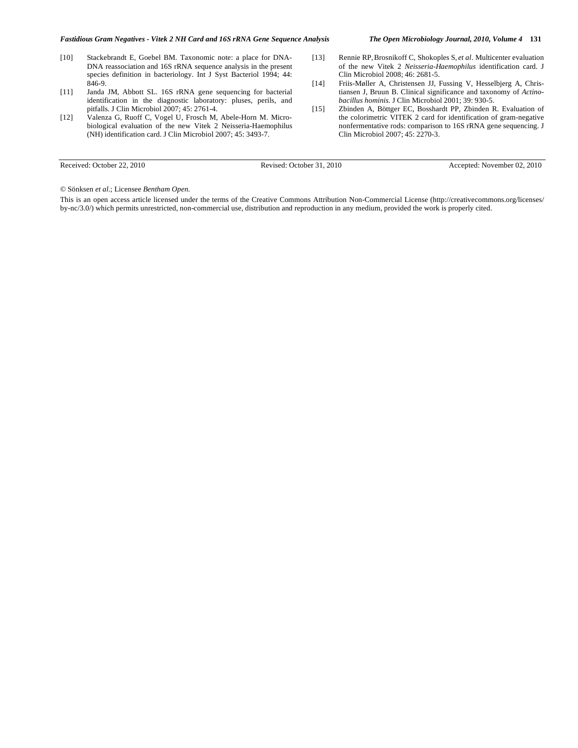[10] Stackebrandt E, Goebel BM. Taxonomic note: a place for DNA-DNA reassociation and 16S rRNA sequence analysis in the present species definition in bacteriology. Int J Syst Bacteriol 1994; 44: 846-9.

[11] Janda JM, Abbott SL. 16S rRNA gene sequencing for bacterial identification in the diagnostic laboratory: pluses, perils, and pitfalls. J Clin Microbiol 2007; 45: 2761-4.

[12] Valenza G, Ruoff C, Vogel U, Frosch M, Abele-Horn M. Microbiological evaluation of the new Vitek 2 Neisseria-Haemophilus (NH) identification card. J Clin Microbiol 2007; 45: 3493-7.

[13] Rennie RP, Brosnikoff C, Shokoples S, *et al*. Multicenter evaluation of the new Vitek 2 *Neisseria-Haemophilus* identification card. J Clin Microbiol 2008; 46: 2681-5.

[14] Friis-Møller A, Christensen JJ, Fussing V, Hesselbjerg A, Christiansen J, Bruun B. Clinical significance and taxonomy of *Actinobacillus hominis.* J Clin Microbiol 2001; 39: 930-5.

[15] Zbinden A, Böttger EC, Bosshardt PP, Zbinden R. Evaluation of the colorimetric VITEK 2 card for identification of gram-negative nonfermentative rods: comparison to 16S rRNA gene sequencing. J Clin Microbiol 2007; 45: 2270-3.

Received: October 22, 2010    Revised: October 31, 2010    Accepted: November 02, 2010

© Sönksen *et al*.; Licensee *Bentham Open*.

This is an open access article licensed under the terms of the Creative Commons Attribution Non-Commercial License (http://creativecommons.org/licenses/by-nc/3.0/) which permits unrestricted, non-commercial use, distribution and reproduction in any medium, provided the work is properly cited.